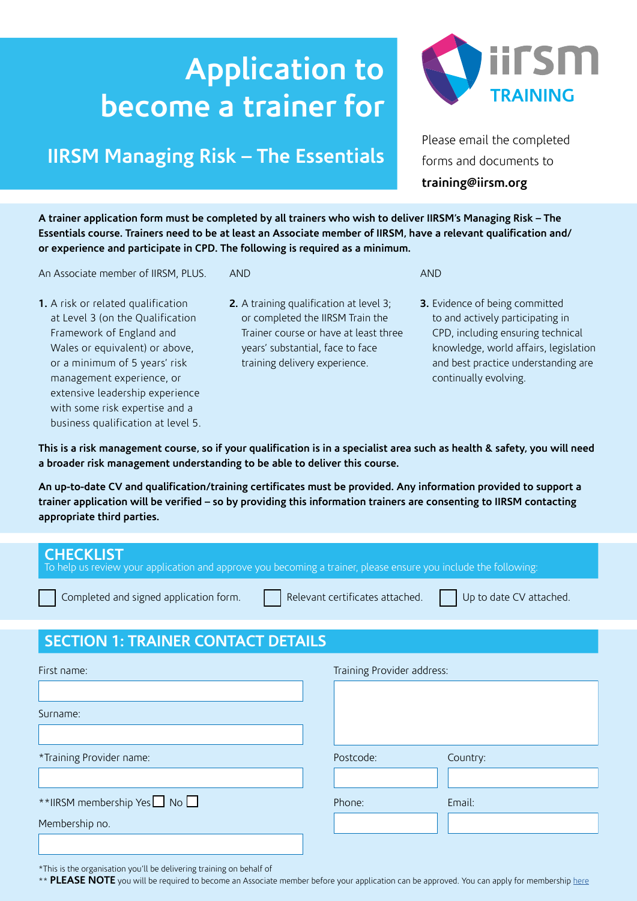# Application to become a trainer for

## IIRSM Managing Risk – The Essentials

iirsm TRAINING

Please email the completed forms and documents to **training@iirsm.org**

**A trainer application form must be completed by all trainers who wish to deliver IIRSM's Managing Risk – The Essentials course. Trainers need to be at least an Associate member of IIRSM, have a relevant qualification and/or experience and participate in CPD. The following is required as a minimum.**

An Associate member of IIRSM, PLUS.

1. A risk or related qualification at Level 3 (on the Qualification Framework of England and Wales or equivalent) or above, or a minimum of 5 years' risk management experience, or extensive leadership experience with some risk expertise and a business qualification at level 5.

AND

2. A training qualification at level 3; or completed the IIRSM Train the Trainer course or have at least three years' substantial, face to face training delivery experience.

AND

3. Evidence of being committed to and actively participating in CPD, including ensuring technical knowledge, world affairs, legislation and best practice understanding are continually evolving.

**This is a risk management course, so if your qualification is in a specialist area such as health & safety, you will need a broader risk management understanding to be able to deliver this course.**

**An up-to-date CV and qualification/training certificates must be provided. Any information provided to support a trainer application will be verified – so by providing this information trainers are consenting to IIRSM contacting appropriate third parties.**

## CHECKLIST

To help us review your application and approve you becoming a trainer, please ensure you include the following:

- ☐ Completed and signed application form.
- ☐ Relevant certificates attached.
- ☐ Up to date CV attached.

## SECTION 1: TRAINER CONTACT DETAILS

First name:

Surname:

*Training Provider name:

**IIRSM membership Yes ☐ No ☐

Membership no.

Training Provider address:

Postcode:

Country:

Phone:

Email:

*This is the organisation you'll be delivering training on behalf of

** **PLEASE NOTE** you will be required to become an Associate member before your application can be approved. You can apply for membership here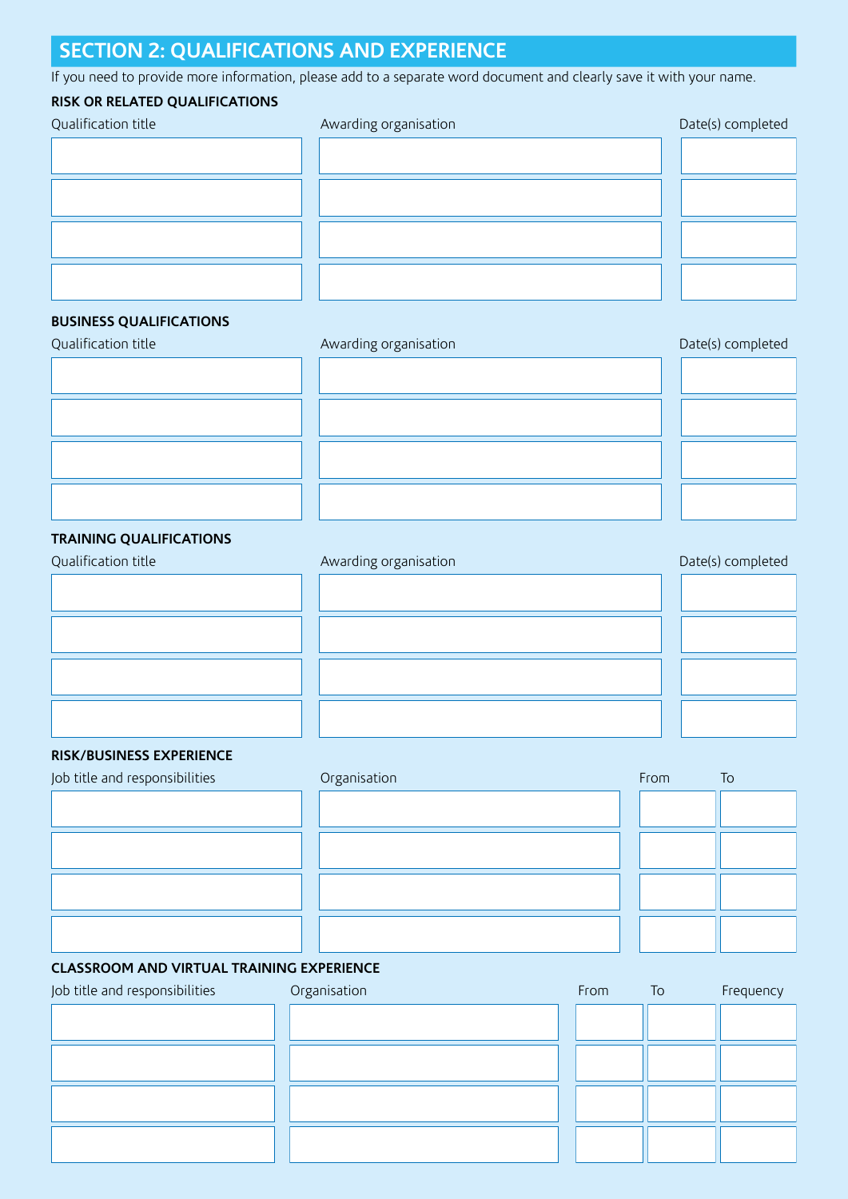## SECTION 2: QUALIFICATIONS AND EXPERIENCE

If you need to provide more information, please add to a separate word document and clearly save it with your name.

### RISK OR RELATED QUALIFICATIONS

| Qualification title | Awarding organisation | Date(s) completed |
| --- | --- | --- |
| | | |
| | | |
| | | |
| | | |

### BUSINESS QUALIFICATIONS

| Qualification title | Awarding organisation | Date(s) completed |
| --- | --- | --- |
| | | |
| | | |
| | | |
| | | |

### TRAINING QUALIFICATIONS

| Qualification title | Awarding organisation | Date(s) completed |
| --- | --- | --- |
| | | |
| | | |
| | | |
| | | |

### RISK/BUSINESS EXPERIENCE

| Job title and responsibilities | Organisation | From | To |
| --- | --- | --- | --- |
| | | | |
| | | | |
| | | | |
| | | | |

### CLASSROOM AND VIRTUAL TRAINING EXPERIENCE

| Job title and responsibilities | Organisation | From | To | Frequency |
| --- | --- | --- | --- | --- |
| | | | | |
| | | | | |
| | | | | |
| | | | | |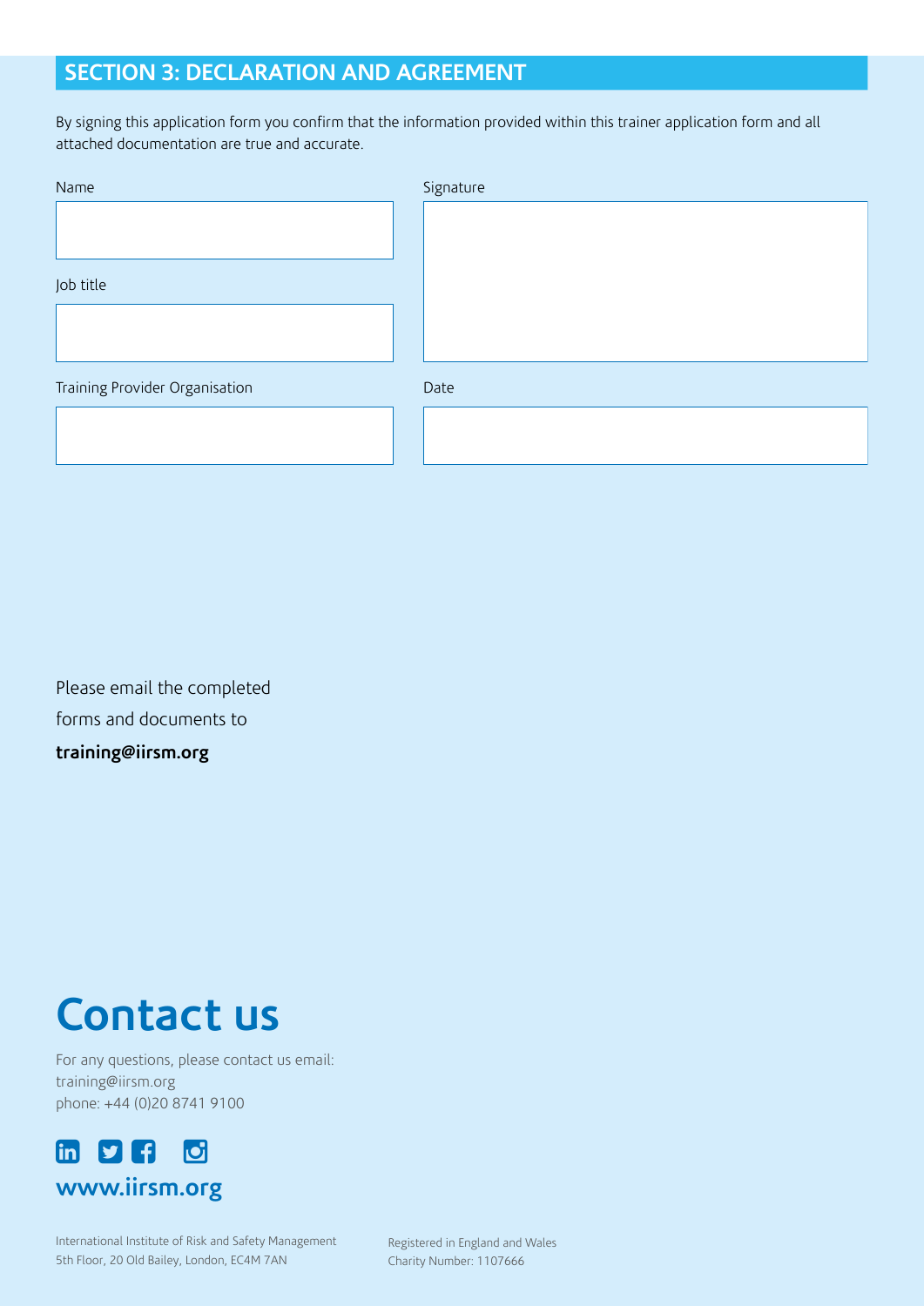## SECTION 3: DECLARATION AND AGREEMENT

By signing this application form you confirm that the information provided within this trainer application form and all attached documentation are true and accurate.

Name

Signature

Job title

Training Provider Organisation

Date

Please email the completed forms and documents to **training@iirsm.org**

# Contact us

For any questions, please contact us email:
training@iirsm.org
phone: +44 (0)20 8741 9100

**www.iirsm.org**

International Institute of Risk and Safety Management
5th Floor, 20 Old Bailey, London, EC4M 7AN

Registered in England and Wales
Charity Number: 1107666